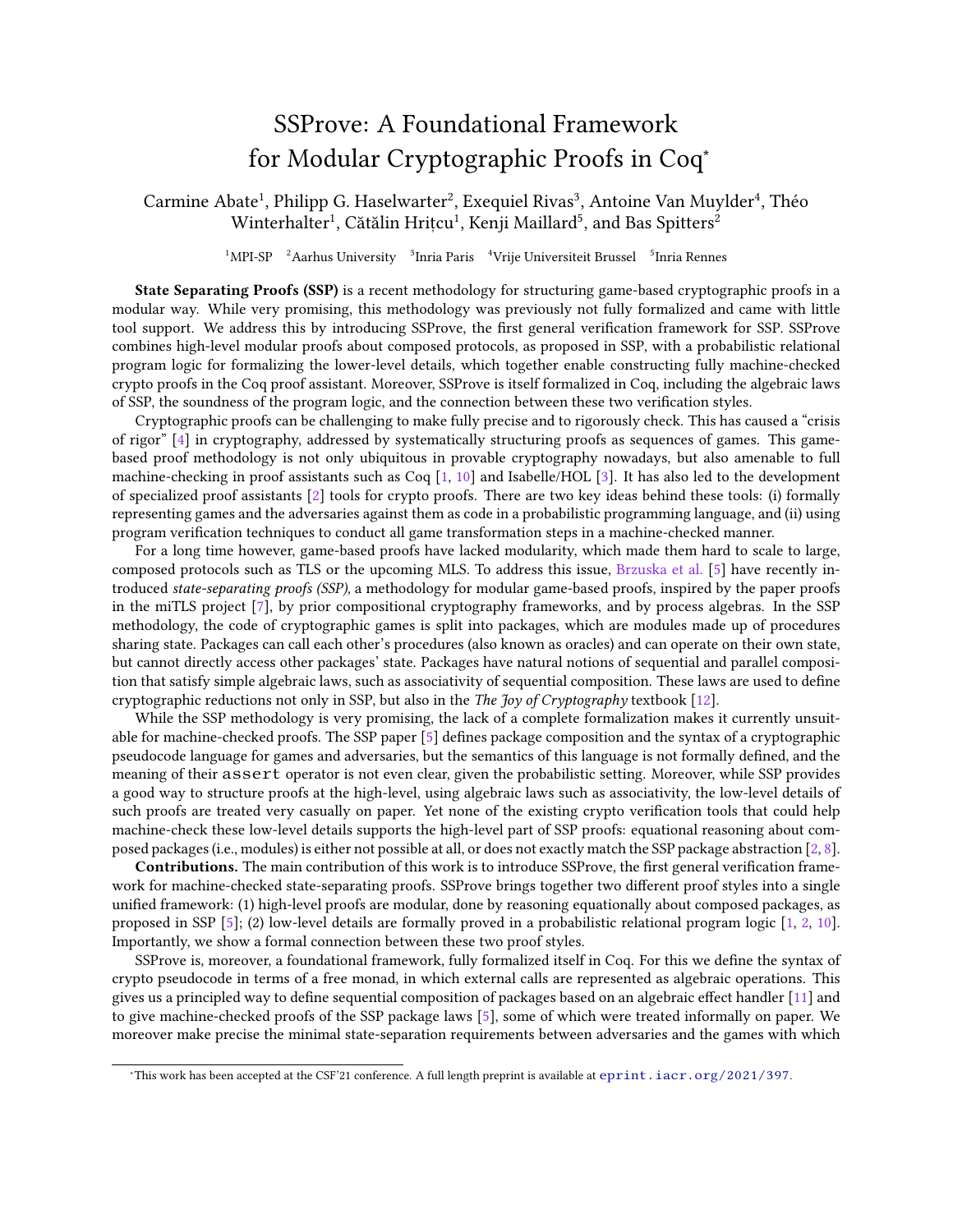# SSProve: A Foundational Framework for Modular Cryptographic Proofs in Coq*

Carmine Abate[1], Philipp G. Haselwarter[2], Exequiel Rivas[3], Antoine Van Muylder[4], Théo Winterhalter[1], Cătălin Hrițcu[1], Kenji Maillard[5], and Bas Spitters[2]

[1]MPI-SP [2]Aarhus University [3]Inria Paris [4]Vrije Universiteit Brussel [5]Inria Rennes

**State Separating Proofs (SSP)** is a recent methodology for structuring game-based cryptographic proofs in a modular way. While very promising, this methodology was previously not fully formalized and came with little tool support. We address this by introducing SSProve, the first general verification framework for SSP. SSProve combines high-level modular proofs about composed protocols, as proposed in SSP, with a probabilistic relational program logic for formalizing the lower-level details, which together enable constructing fully machine-checked crypto proofs in the Coq proof assistant. Moreover, SSProve is itself formalized in Coq, including the algebraic laws of SSP, the soundness of the program logic, and the connection between these two verification styles.

Cryptographic proofs can be challenging to make fully precise and to rigorously check. This has caused a "crisis of rigor" [4] in cryptography, addressed by systematically structuring proofs as sequences of games. This game-based proof methodology is not only ubiquitous in provable cryptography nowadays, but also amenable to full machine-checking in proof assistants such as Coq [1, 10] and Isabelle/HOL [3]. It has also led to the development of specialized proof assistants [2] tools for crypto proofs. There are two key ideas behind these tools: (i) formally representing games and the adversaries against them as code in a probabilistic programming language, and (ii) using program verification techniques to conduct all game transformation steps in a machine-checked manner.

For a long time however, game-based proofs have lacked modularity, which made them hard to scale to large, composed protocols such as TLS or the upcoming MLS. To address this issue, Brzuska et al. [5] have recently introduced *state-separating proofs (SSP)*, a methodology for modular game-based proofs, inspired by the paper proofs in the miTLS project [7], by prior compositional cryptography frameworks, and by process algebras. In the SSP methodology, the code of cryptographic games is split into packages, which are modules made up of procedures sharing state. Packages can call each other's procedures (also known as oracles) and can operate on their own state, but cannot directly access other packages' state. Packages have natural notions of sequential and parallel composition that satisfy simple algebraic laws, such as associativity of sequential composition. These laws are used to define cryptographic reductions not only in SSP, but also in the *The Joy of Cryptography* textbook [12].

While the SSP methodology is very promising, the lack of a complete formalization makes it currently unsuitable for machine-checked proofs. The SSP paper [5] defines package composition and the syntax of a cryptographic pseudocode language for games and adversaries, but the semantics of this language is not formally defined, and the meaning of their `assert` operator is not even clear, given the probabilistic setting. Moreover, while SSP provides a good way to structure proofs at the high-level, using algebraic laws such as associativity, the low-level details of such proofs are treated very casually on paper. Yet none of the existing crypto verification tools that could help machine-check these low-level details supports the high-level part of SSP proofs: equational reasoning about composed packages (i.e., modules) is either not possible at all, or does not exactly match the SSP package abstraction [2, 8].

**Contributions.** The main contribution of this work is to introduce SSProve, the first general verification framework for machine-checked state-separating proofs. SSProve brings together two different proof styles into a single unified framework: (1) high-level proofs are modular, done by reasoning equationally about composed packages, as proposed in SSP [5]; (2) low-level details are formally proved in a probabilistic relational program logic [1, 2, 10]. Importantly, we show a formal connection between these two proof styles.

SSProve is, moreover, a foundational framework, fully formalized itself in Coq. For this we define the syntax of crypto pseudocode in terms of a free monad, in which external calls are represented as algebraic operations. This gives us a principled way to define sequential composition of packages based on an algebraic effect handler [11] and to give machine-checked proofs of the SSP package laws [5], some of which were treated informally on paper. We moreover make precise the minimal state-separation requirements between adversaries and the games with which

*This work has been accepted at the CSF'21 conference. A full length preprint is available at `eprint.iacr.org/2021/397`.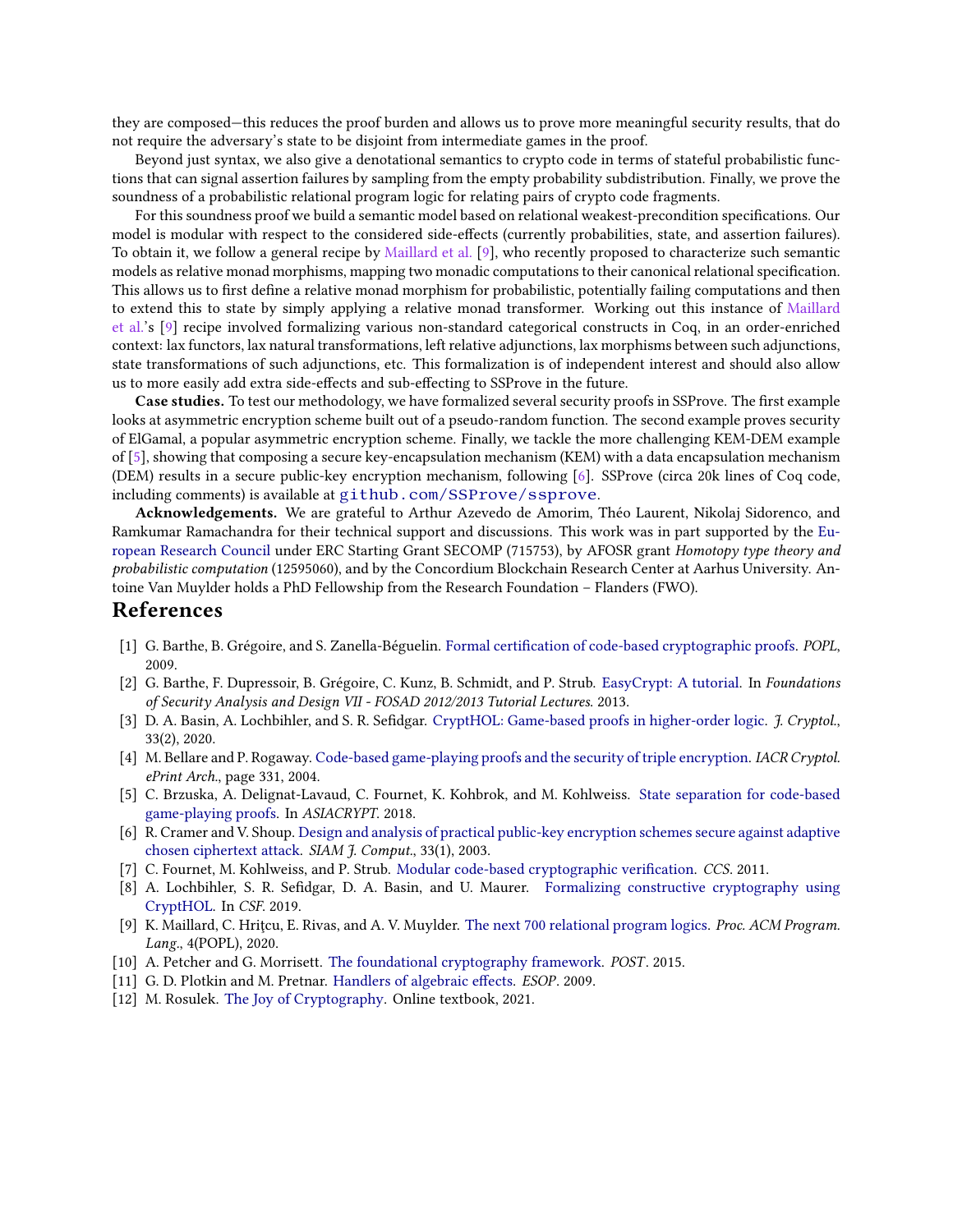they are composed—this reduces the proof burden and allows us to prove more meaningful security results, that do not require the adversary's state to be disjoint from intermediate games in the proof.

Beyond just syntax, we also give a denotational semantics to crypto code in terms of stateful probabilistic functions that can signal assertion failures by sampling from the empty probability subdistribution. Finally, we prove the soundness of a probabilistic relational program logic for relating pairs of crypto code fragments.

For this soundness proof we build a semantic model based on relational weakest-precondition specifications. Our model is modular with respect to the considered side-effects (currently probabilities, state, and assertion failures). To obtain it, we follow a general recipe by Maillard et al. [9], who recently proposed to characterize such semantic models as relative monad morphisms, mapping two monadic computations to their canonical relational specification. This allows us to first define a relative monad morphism for probabilistic, potentially failing computations and then to extend this to state by simply applying a relative monad transformer. Working out this instance of Maillard et al.'s [9] recipe involved formalizing various non-standard categorical constructs in Coq, in an order-enriched context: lax functors, lax natural transformations, left relative adjunctions, lax morphisms between such adjunctions, state transformations of such adjunctions, etc. This formalization is of independent interest and should also allow us to more easily add extra side-effects and sub-effecting to SSProve in the future.

**Case studies.** To test our methodology, we have formalized several security proofs in SSProve. The first example looks at asymmetric encryption scheme built out of a pseudo-random function. The second example proves security of ElGamal, a popular asymmetric encryption scheme. Finally, we tackle the more challenging KEM-DEM example of [5], showing that composing a secure key-encapsulation mechanism (KEM) with a data encapsulation mechanism (DEM) results in a secure public-key encryption mechanism, following [6]. SSProve (circa 20k lines of Coq code, including comments) is available at `github.com/SSProve/ssprove`.

**Acknowledgements.** We are grateful to Arthur Azevedo de Amorim, Théo Laurent, Nikolaj Sidorenco, and Ramkumar Ramachandra for their technical support and discussions. This work was in part supported by the European Research Council under ERC Starting Grant SECOMP (715753), by AFOSR grant *Homotopy type theory and probabilistic computation* (12595060), and by the Concordium Blockchain Research Center at Aarhus University. Antoine Van Muylder holds a PhD Fellowship from the Research Foundation – Flanders (FWO).

## References

[1] G. Barthe, B. Grégoire, and S. Zanella-Béguelin. Formal certification of code-based cryptographic proofs. *POPL*, 2009.

[2] G. Barthe, F. Dupressoir, B. Grégoire, C. Kunz, B. Schmidt, and P. Strub. EasyCrypt: A tutorial. In *Foundations of Security Analysis and Design VII - FOSAD 2012/2013 Tutorial Lectures*. 2013.

[3] D. A. Basin, A. Lochbihler, and S. R. Sefidgar. CryptHOL: Game-based proofs in higher-order logic. *J. Cryptol.*, 33(2), 2020.

[4] M. Bellare and P. Rogaway. Code-based game-playing proofs and the security of triple encryption. *IACR Cryptol. ePrint Arch.*, page 331, 2004.

[5] C. Brzuska, A. Delignat-Lavaud, C. Fournet, K. Kohbrok, and M. Kohlweiss. State separation for code-based game-playing proofs. In *ASIACRYPT*. 2018.

[6] R. Cramer and V. Shoup. Design and analysis of practical public-key encryption schemes secure against adaptive chosen ciphertext attack. *SIAM J. Comput.*, 33(1), 2003.

[7] C. Fournet, M. Kohlweiss, and P. Strub. Modular code-based cryptographic verification. *CCS*. 2011.

[8] A. Lochbihler, S. R. Sefidgar, D. A. Basin, and U. Maurer. Formalizing constructive cryptography using CryptHOL. In *CSF*. 2019.

[9] K. Maillard, C. Hriţcu, E. Rivas, and A. V. Muylder. The next 700 relational program logics. *Proc. ACM Program. Lang.*, 4(POPL), 2020.

[10] A. Petcher and G. Morrisett. The foundational cryptography framework. *POST*. 2015.

[11] G. D. Plotkin and M. Pretnar. Handlers of algebraic effects. *ESOP*. 2009.

[12] M. Rosulek. The Joy of Cryptography. Online textbook, 2021.